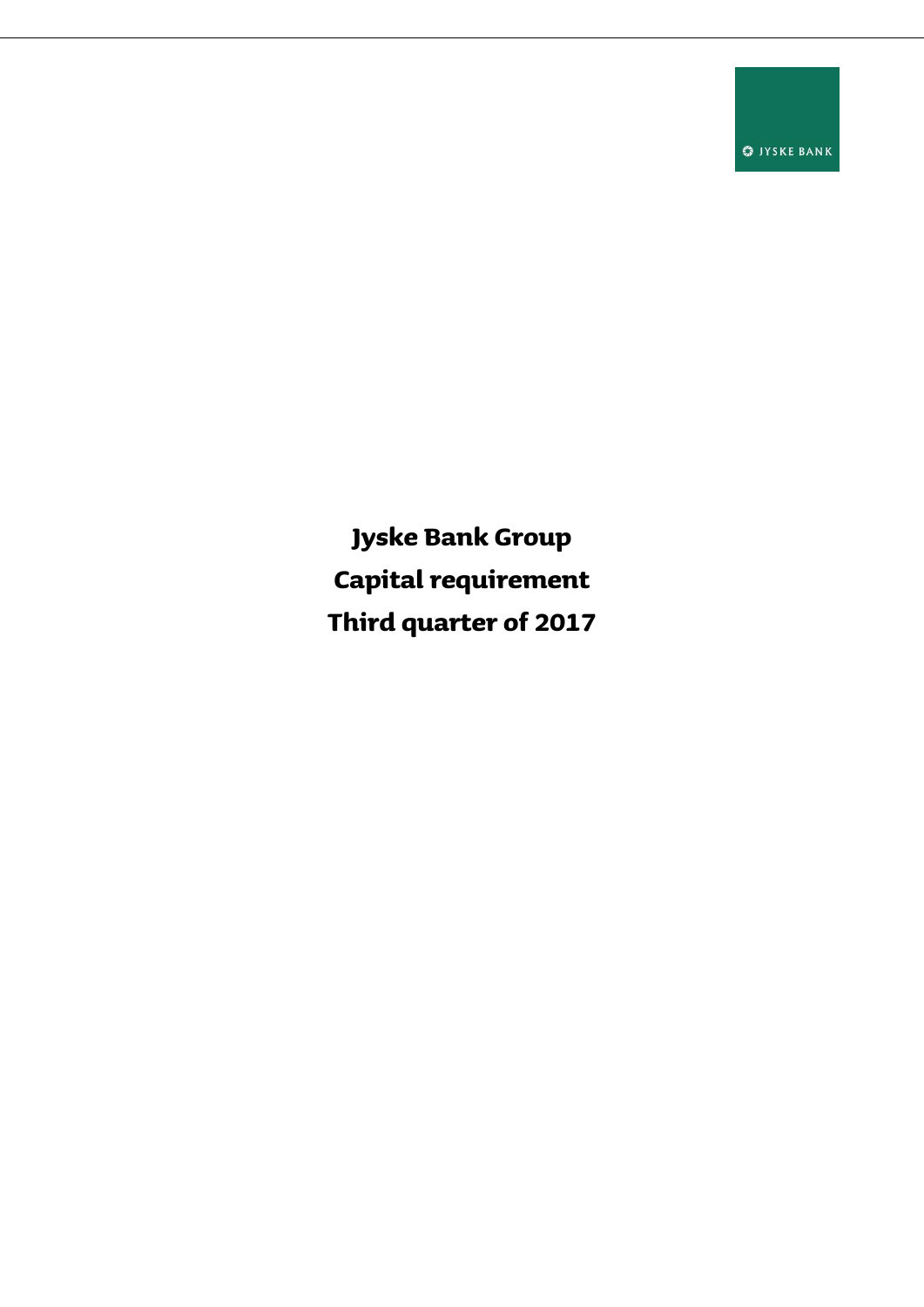JYSKE BANK

# Jyske Bank Group
# Capital requirement
# Third quarter of 2017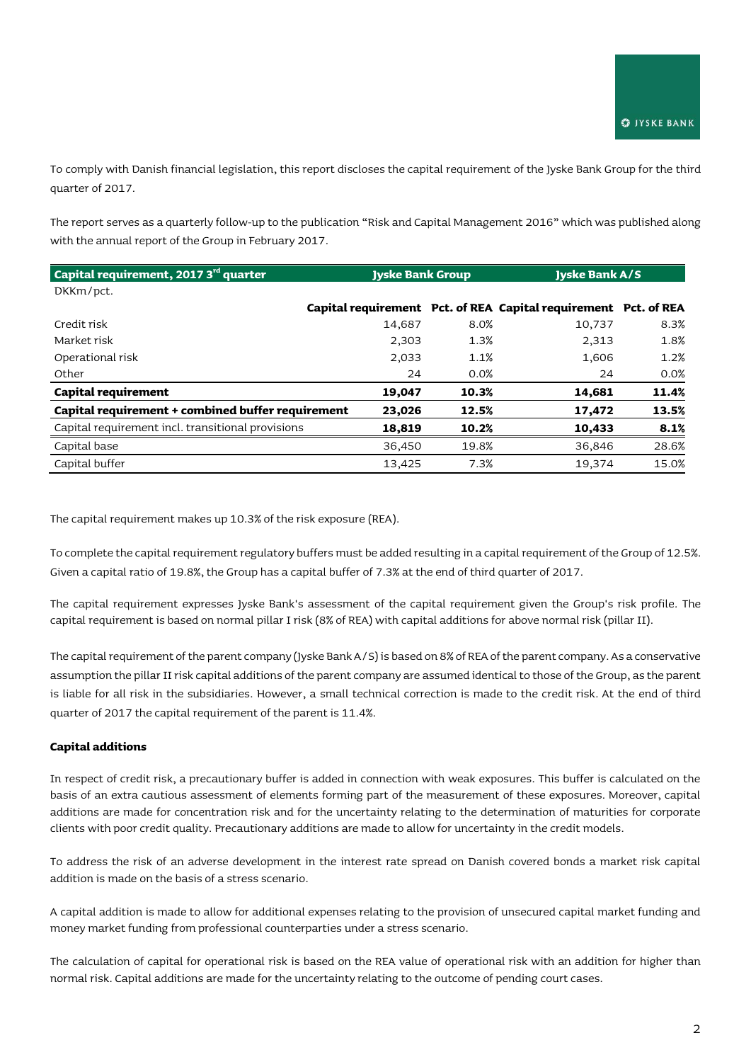To comply with Danish financial legislation, this report discloses the capital requirement of the Jyske Bank Group for the third quarter of 2017.

The report serves as a quarterly follow-up to the publication "Risk and Capital Management 2016" which was published along with the annual report of the Group in February 2017.

| **Capital requirement, 2017 3rd quarter** | **Jyske Bank Group** | | **Jyske Bank A/S** | |
|---|---|---|---|---|
| DKKm/pct. | | | | |
| | **Capital requirement** | **Pct. of REA** | **Capital requirement** | **Pct. of REA** |
| Credit risk | 14,687 | 8.0% | 10,737 | 8.3% |
| Market risk | 2,303 | 1.3% | 2,313 | 1.8% |
| Operational risk | 2,033 | 1.1% | 1,606 | 1.2% |
| Other | 24 | 0.0% | 24 | 0.0% |
| **Capital requirement** | **19,047** | **10.3%** | **14,681** | **11.4%** |
| **Capital requirement + combined buffer requirement** | **23,026** | **12.5%** | **17,472** | **13.5%** |
| Capital requirement incl. transitional provisions | **18,819** | **10.2%** | **10,433** | **8.1%** |
| Capital base | 36,450 | 19.8% | 36,846 | 28.6% |
| Capital buffer | 13,425 | 7.3% | 19,374 | 15.0% |

The capital requirement makes up 10.3% of the risk exposure (REA).

To complete the capital requirement regulatory buffers must be added resulting in a capital requirement of the Group of 12.5%. Given a capital ratio of 19.8%, the Group has a capital buffer of 7.3% at the end of third quarter of 2017.

The capital requirement expresses Jyske Bank's assessment of the capital requirement given the Group's risk profile. The capital requirement is based on normal pillar I risk (8% of REA) with capital additions for above normal risk (pillar II).

The capital requirement of the parent company (Jyske Bank A/S) is based on 8% of REA of the parent company. As a conservative assumption the pillar II risk capital additions of the parent company are assumed identical to those of the Group, as the parent is liable for all risk in the subsidiaries. However, a small technical correction is made to the credit risk. At the end of third quarter of 2017 the capital requirement of the parent is 11.4%.

**Capital additions**

In respect of credit risk, a precautionary buffer is added in connection with weak exposures. This buffer is calculated on the basis of an extra cautious assessment of elements forming part of the measurement of these exposures. Moreover, capital additions are made for concentration risk and for the uncertainty relating to the determination of maturities for corporate clients with poor credit quality. Precautionary additions are made to allow for uncertainty in the credit models.

To address the risk of an adverse development in the interest rate spread on Danish covered bonds a market risk capital addition is made on the basis of a stress scenario.

A capital addition is made to allow for additional expenses relating to the provision of unsecured capital market funding and money market funding from professional counterparties under a stress scenario.

The calculation of capital for operational risk is based on the REA value of operational risk with an addition for higher than normal risk. Capital additions are made for the uncertainty relating to the outcome of pending court cases.